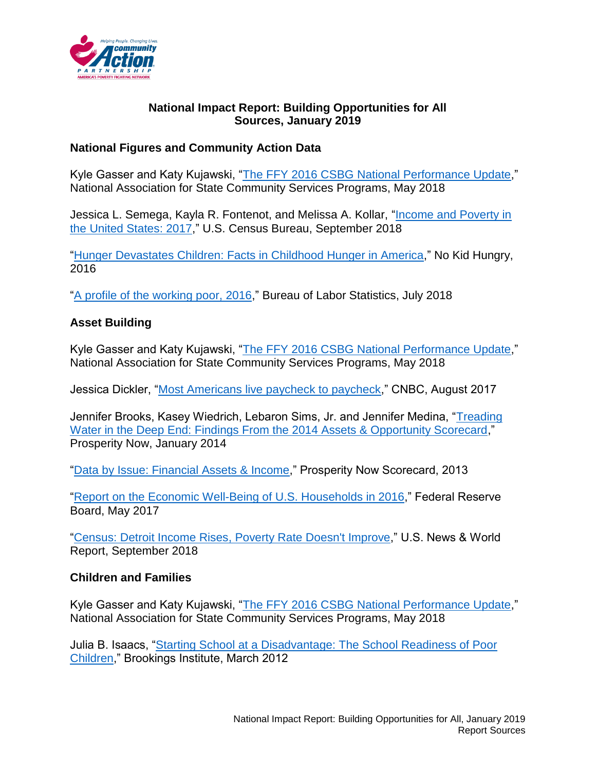# National Impact Report: Building Opportunities for All
## Sources, January 2019

### National Figures and Community Action Data

Kyle Gasser and Katy Kujawski, "The FFY 2016 CSBG National Performance Update," National Association for State Community Services Programs, May 2018

Jessica L. Semega, Kayla R. Fontenot, and Melissa A. Kollar, "Income and Poverty in the United States: 2017," U.S. Census Bureau, September 2018

"Hunger Devastates Children: Facts in Childhood Hunger in America," No Kid Hungry, 2016

"A profile of the working poor, 2016," Bureau of Labor Statistics, July 2018

### Asset Building

Kyle Gasser and Katy Kujawski, "The FFY 2016 CSBG National Performance Update," National Association for State Community Services Programs, May 2018

Jessica Dickler, "Most Americans live paycheck to paycheck," CNBC, August 2017

Jennifer Brooks, Kasey Wiedrich, Lebaron Sims, Jr. and Jennifer Medina, "Treading Water in the Deep End: Findings From the 2014 Assets & Opportunity Scorecard," Prosperity Now, January 2014

"Data by Issue: Financial Assets & Income," Prosperity Now Scorecard, 2013

"Report on the Economic Well-Being of U.S. Households in 2016," Federal Reserve Board, May 2017

"Census: Detroit Income Rises, Poverty Rate Doesn't Improve," U.S. News & World Report, September 2018

### Children and Families

Kyle Gasser and Katy Kujawski, "The FFY 2016 CSBG National Performance Update," National Association for State Community Services Programs, May 2018

Julia B. Isaacs, "Starting School at a Disadvantage: The School Readiness of Poor Children," Brookings Institute, March 2012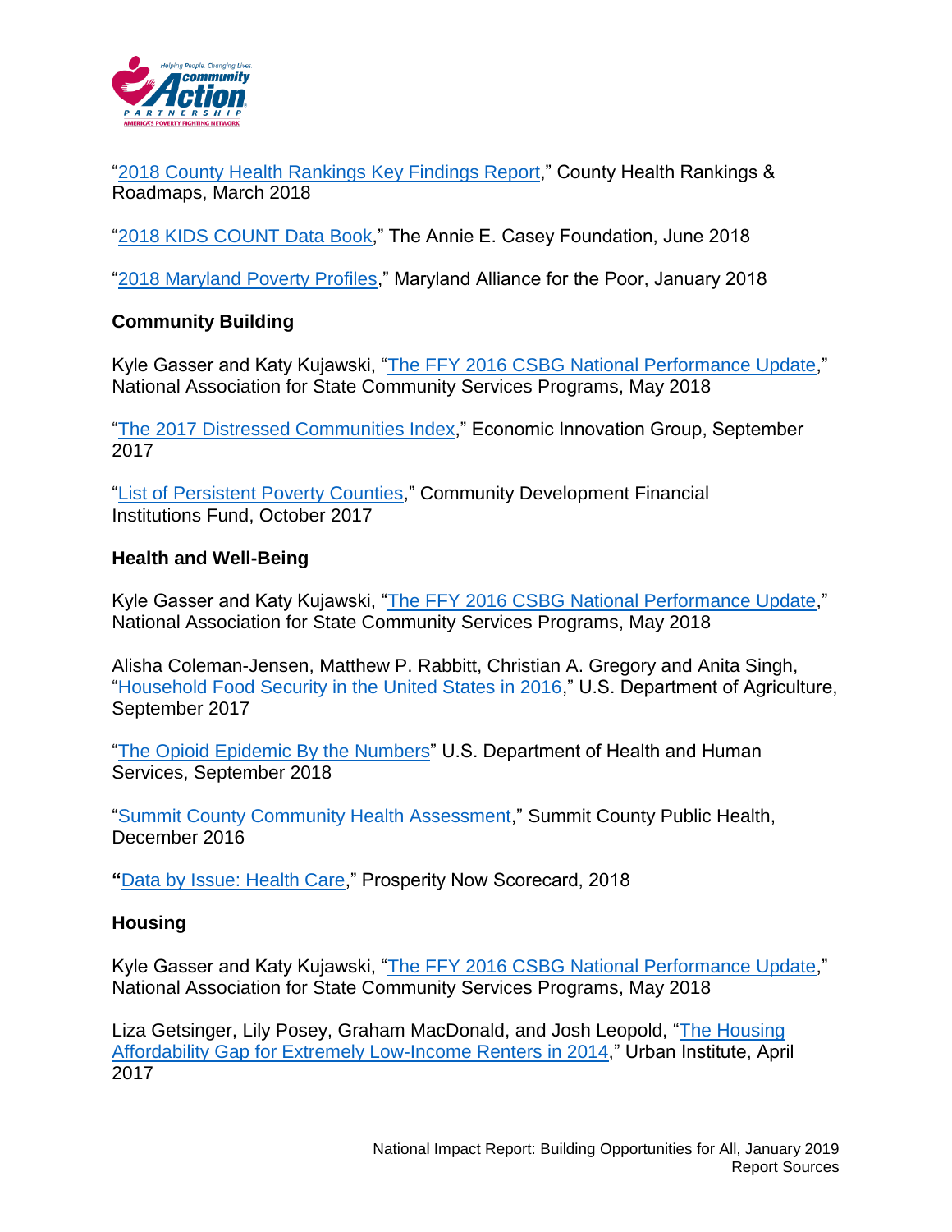"2018 County Health Rankings Key Findings Report," County Health Rankings & Roadmaps, March 2018

"2018 KIDS COUNT Data Book," The Annie E. Casey Foundation, June 2018

"2018 Maryland Poverty Profiles," Maryland Alliance for the Poor, January 2018

**Community Building**

Kyle Gasser and Katy Kujawski, "The FFY 2016 CSBG National Performance Update," National Association for State Community Services Programs, May 2018

"The 2017 Distressed Communities Index," Economic Innovation Group, September 2017

"List of Persistent Poverty Counties," Community Development Financial Institutions Fund, October 2017

**Health and Well-Being**

Kyle Gasser and Katy Kujawski, "The FFY 2016 CSBG National Performance Update," National Association for State Community Services Programs, May 2018

Alisha Coleman-Jensen, Matthew P. Rabbitt, Christian A. Gregory and Anita Singh, "Household Food Security in the United States in 2016," U.S. Department of Agriculture, September 2017

"The Opioid Epidemic By the Numbers" U.S. Department of Health and Human Services, September 2018

"Summit County Community Health Assessment," Summit County Public Health, December 2016

**"**Data by Issue: Health Care," Prosperity Now Scorecard, 2018

**Housing**

Kyle Gasser and Katy Kujawski, "The FFY 2016 CSBG National Performance Update," National Association for State Community Services Programs, May 2018

Liza Getsinger, Lily Posey, Graham MacDonald, and Josh Leopold, "The Housing Affordability Gap for Extremely Low-Income Renters in 2014," Urban Institute, April 2017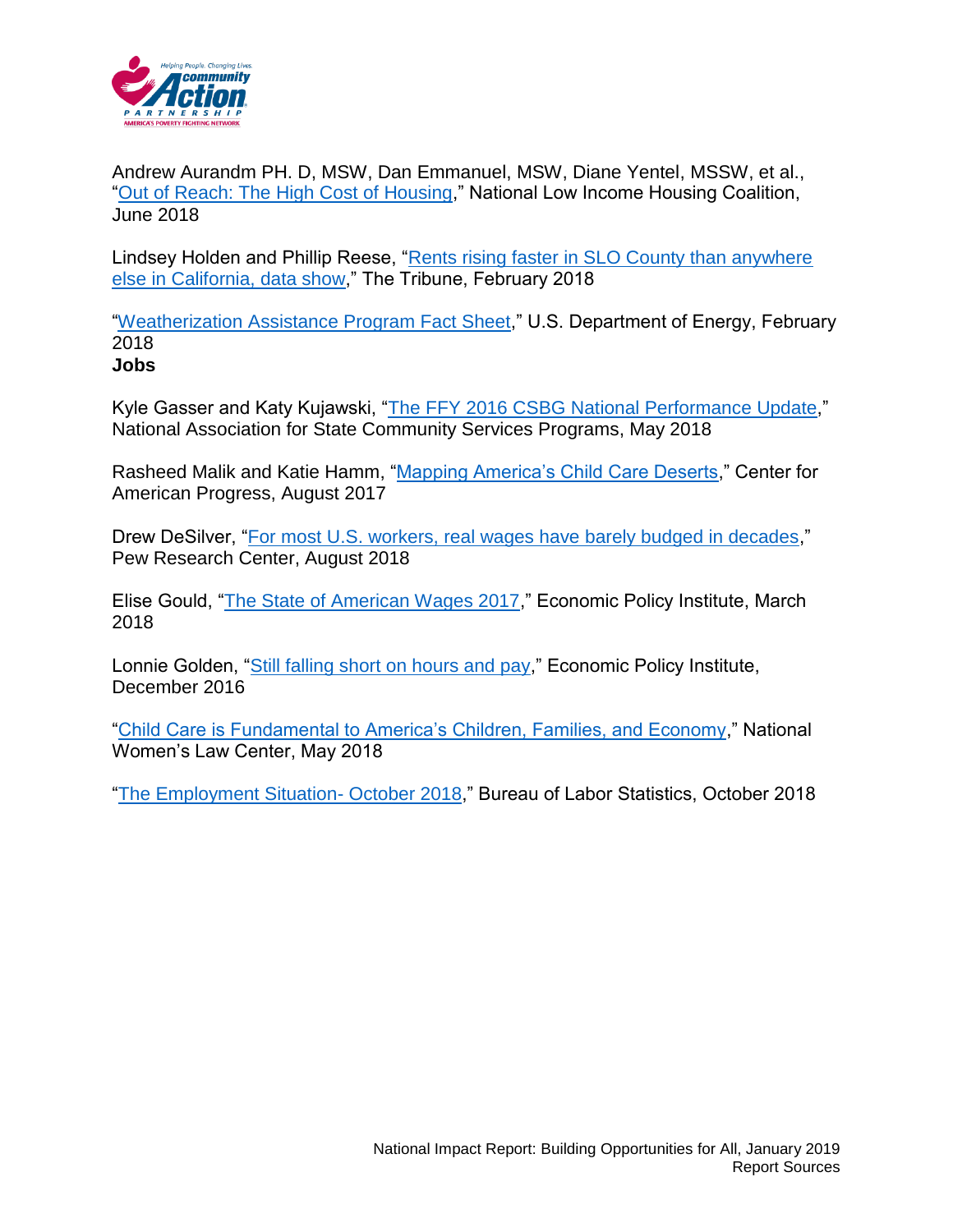Andrew Aurandm PH. D, MSW, Dan Emmanuel, MSW, Diane Yentel, MSSW, et al., "Out of Reach: The High Cost of Housing," National Low Income Housing Coalition, June 2018

Lindsey Holden and Phillip Reese, "Rents rising faster in SLO County than anywhere else in California, data show," The Tribune, February 2018

"Weatherization Assistance Program Fact Sheet," U.S. Department of Energy, February 2018

**Jobs**

Kyle Gasser and Katy Kujawski, "The FFY 2016 CSBG National Performance Update," National Association for State Community Services Programs, May 2018

Rasheed Malik and Katie Hamm, "Mapping America's Child Care Deserts," Center for American Progress, August 2017

Drew DeSilver, "For most U.S. workers, real wages have barely budged in decades," Pew Research Center, August 2018

Elise Gould, "The State of American Wages 2017," Economic Policy Institute, March 2018

Lonnie Golden, "Still falling short on hours and pay," Economic Policy Institute, December 2016

"Child Care is Fundamental to America's Children, Families, and Economy," National Women's Law Center, May 2018

"The Employment Situation- October 2018," Bureau of Labor Statistics, October 2018